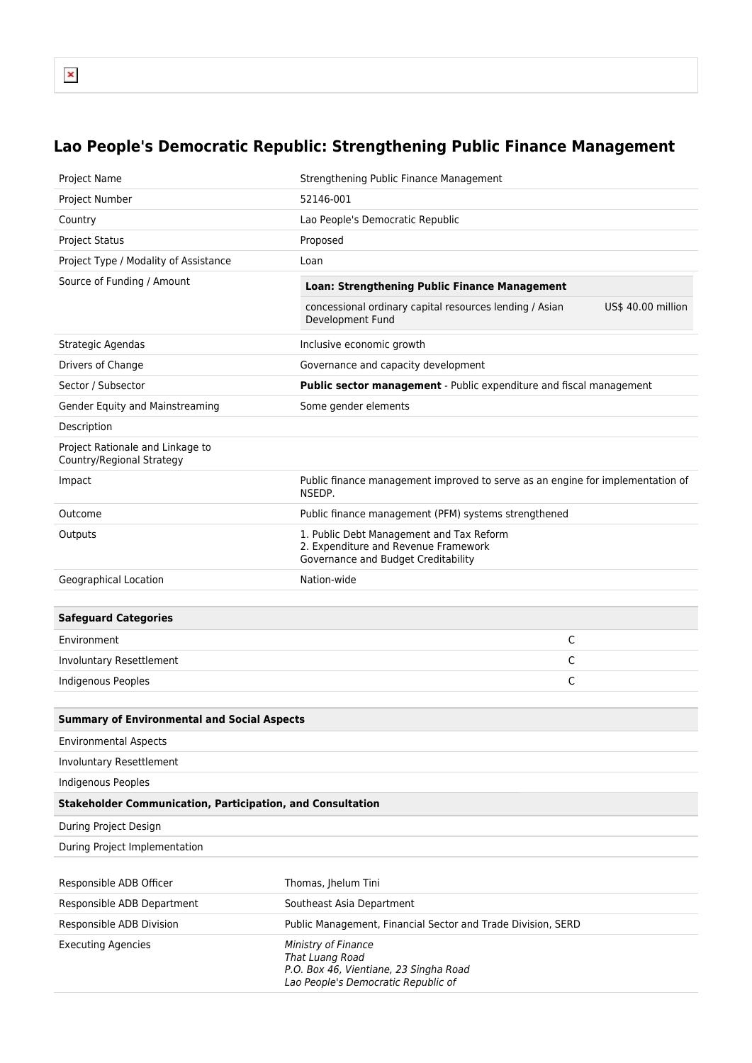# Lao People's Democratic Republic: Strengthening Public Finance Management

| | |
|---|---|
| Project Name | Strengthening Public Finance Management |
| Project Number | 52146-001 |
| Country | Lao People's Democratic Republic |
| Project Status | Proposed |
| Project Type / Modality of Assistance | Loan |
| Source of Funding / Amount | **Loan: Strengthening Public Finance Management**<br>concessional ordinary capital resources lending / Asian Development Fund — US$ 40.00 million |
| Strategic Agendas | Inclusive economic growth |
| Drivers of Change | Governance and capacity development |
| Sector / Subsector | **Public sector management** - Public expenditure and fiscal management |
| Gender Equity and Mainstreaming | Some gender elements |
| Description | |
| Project Rationale and Linkage to Country/Regional Strategy | |
| Impact | Public finance management improved to serve as an engine for implementation of NSEDP. |
| Outcome | Public finance management (PFM) systems strengthened |
| Outputs | 1. Public Debt Management and Tax Reform<br>2. Expenditure and Revenue Framework<br>Governance and Budget Creditability |
| Geographical Location | Nation-wide |

| Safeguard Categories | |
|---|---|
| Environment | C |
| Involuntary Resettlement | C |
| Indigenous Peoples | C |

| Summary of Environmental and Social Aspects | |
|---|---|
| Environmental Aspects | |
| Involuntary Resettlement | |
| Indigenous Peoples | |
| **Stakeholder Communication, Participation, and Consultation** | |
| During Project Design | |
| During Project Implementation | |

| | |
|---|---|
| Responsible ADB Officer | Thomas, Jhelum Tini |
| Responsible ADB Department | Southeast Asia Department |
| Responsible ADB Division | Public Management, Financial Sector and Trade Division, SERD |
| Executing Agencies | *Ministry of Finance*<br>*That Luang Road*<br>*P.O. Box 46, Vientiane, 23 Singha Road*<br>*Lao People's Democratic Republic of* |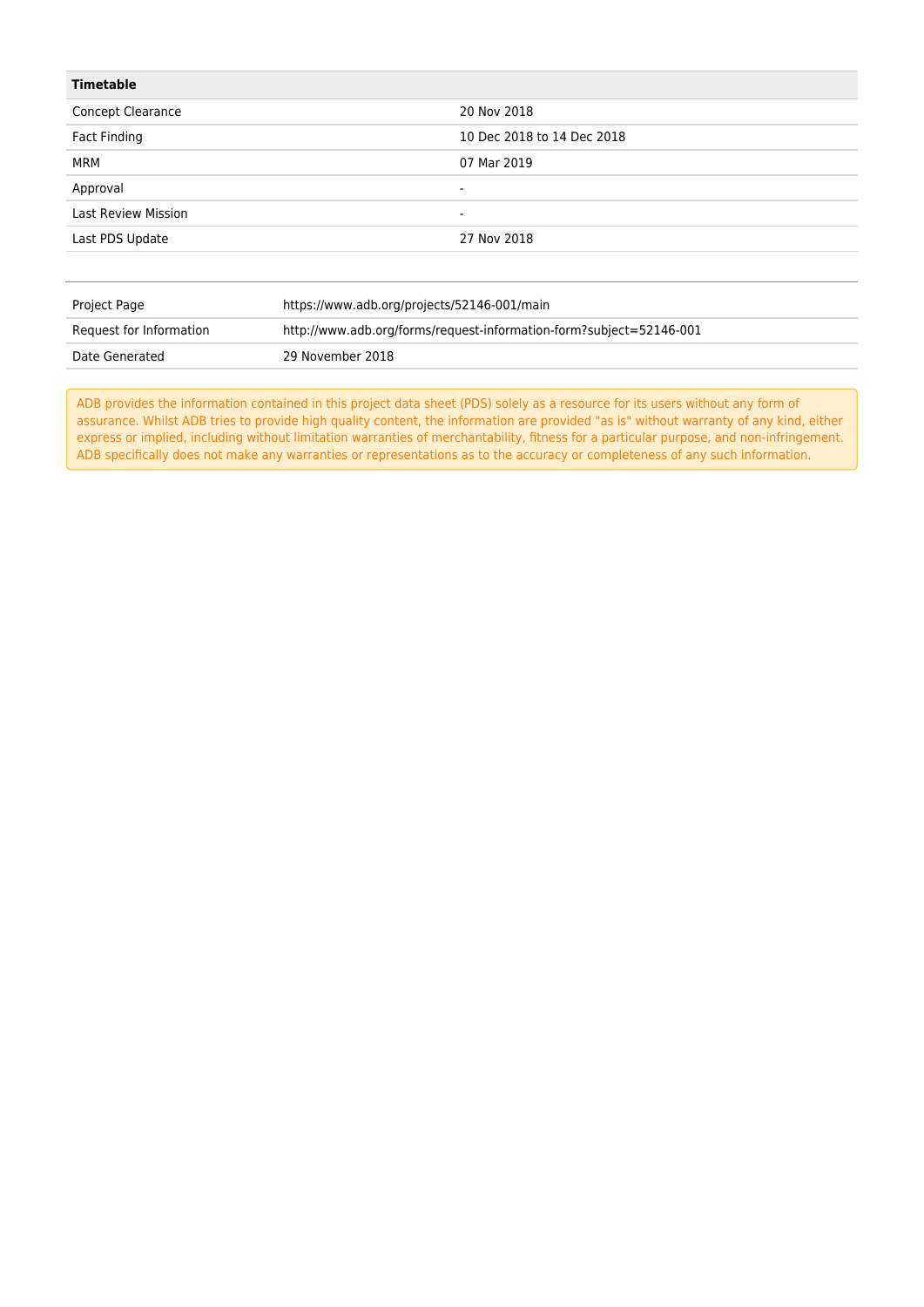| Timetable | |
|---|---|
| Concept Clearance | 20 Nov 2018 |
| Fact Finding | 10 Dec 2018 to 14 Dec 2018 |
| MRM | 07 Mar 2019 |
| Approval | - |
| Last Review Mission | - |
| Last PDS Update | 27 Nov 2018 |

| | |
|---|---|
| Project Page | https://www.adb.org/projects/52146-001/main |
| Request for Information | http://www.adb.org/forms/request-information-form?subject=52146-001 |
| Date Generated | 29 November 2018 |

ADB provides the information contained in this project data sheet (PDS) solely as a resource for its users without any form of assurance. Whilst ADB tries to provide high quality content, the information are provided "as is" without warranty of any kind, either express or implied, including without limitation warranties of merchantability, fitness for a particular purpose, and non-infringement. ADB specifically does not make any warranties or representations as to the accuracy or completeness of any such information.